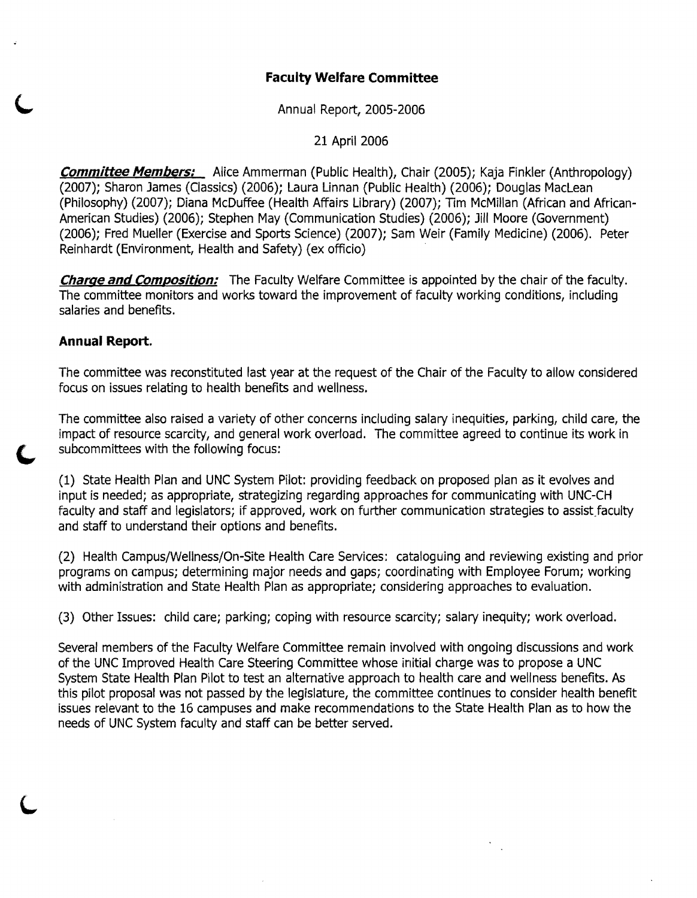# Faculty Welfare Committee

Annual Report, 2005-2006

21 April 2006

***Committee Members:*** Alice Ammerman (Public Health), Chair (2005); Kaja Finkler (Anthropology) (2007); Sharon James (Classics) (2006); Laura Linnan (Public Health) (2006); Douglas MacLean (Philosophy) (2007); Diana McDuffee (Health Affairs Library) (2007); Tim McMillan (African and African-American Studies) (2006); Stephen May (Communication Studies) (2006); Jill Moore (Government) (2006); Fred Mueller (Exercise and Sports Science) (2007); Sam Weir (Family Medicine) (2006). Peter Reinhardt (Environment, Health and Safety) (ex officio)

***Charge and Composition:*** The Faculty Welfare Committee is appointed by the chair of the faculty. The committee monitors and works toward the improvement of faculty working conditions, including salaries and benefits.

## Annual Report.

The committee was reconstituted last year at the request of the Chair of the Faculty to allow considered focus on issues relating to health benefits and wellness.

The committee also raised a variety of other concerns including salary inequities, parking, child care, the impact of resource scarcity, and general work overload. The committee agreed to continue its work in subcommittees with the following focus:

(1) State Health Plan and UNC System Pilot: providing feedback on proposed plan as it evolves and input is needed; as appropriate, strategizing regarding approaches for communicating with UNC-CH faculty and staff and legislators; if approved, work on further communication strategies to assist faculty and staff to understand their options and benefits.

(2) Health Campus/Wellness/On-Site Health Care Services: cataloguing and reviewing existing and prior programs on campus; determining major needs and gaps; coordinating with Employee Forum; working with administration and State Health Plan as appropriate; considering approaches to evaluation.

(3) Other Issues: child care; parking; coping with resource scarcity; salary inequity; work overload.

Several members of the Faculty Welfare Committee remain involved with ongoing discussions and work of the UNC Improved Health Care Steering Committee whose initial charge was to propose a UNC System State Health Plan Pilot to test an alternative approach to health care and wellness benefits. As this pilot proposal was not passed by the legislature, the committee continues to consider health benefit issues relevant to the 16 campuses and make recommendations to the State Health Plan as to how the needs of UNC System faculty and staff can be better served.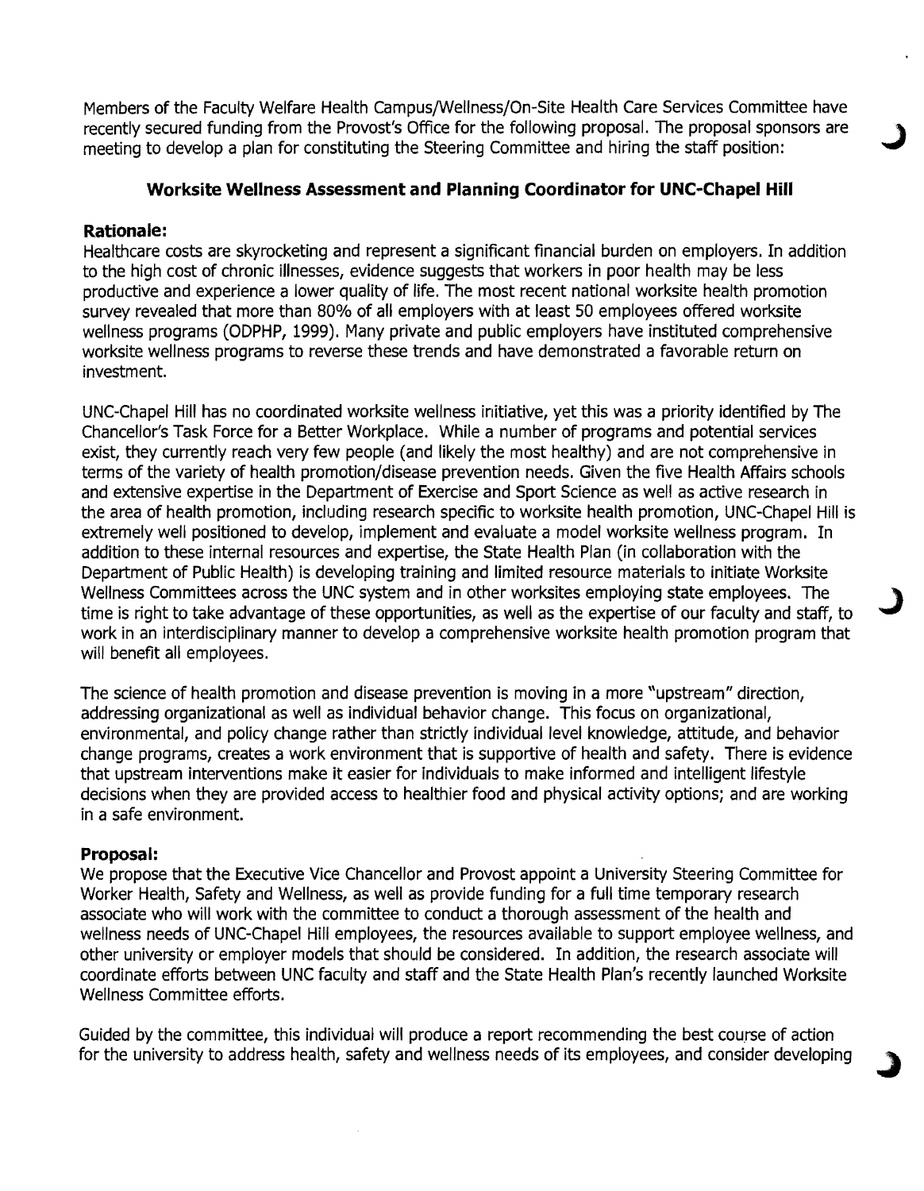Members of the Faculty Welfare Health Campus/Wellness/On-Site Health Care Services Committee have recently secured funding from the Provost's Office for the following proposal. The proposal sponsors are meeting to develop a plan for constituting the Steering Committee and hiring the staff position:

## Worksite Wellness Assessment and Planning Coordinator for UNC-Chapel Hill

### Rationale:

Healthcare costs are skyrocketing and represent a significant financial burden on employers. In addition to the high cost of chronic illnesses, evidence suggests that workers in poor health may be less productive and experience a lower quality of life. The most recent national worksite health promotion survey revealed that more than 80% of all employers with at least 50 employees offered worksite wellness programs (ODPHP, 1999). Many private and public employers have instituted comprehensive worksite wellness programs to reverse these trends and have demonstrated a favorable return on investment.

UNC-Chapel Hill has no coordinated worksite wellness initiative, yet this was a priority identified by The Chancellor's Task Force for a Better Workplace. While a number of programs and potential services exist, they currently reach very few people (and likely the most healthy) and are not comprehensive in terms of the variety of health promotion/disease prevention needs. Given the five Health Affairs schools and extensive expertise in the Department of Exercise and Sport Science as well as active research in the area of health promotion, including research specific to worksite health promotion, UNC-Chapel Hill is extremely well positioned to develop, implement and evaluate a model worksite wellness program. In addition to these internal resources and expertise, the State Health Plan (in collaboration with the Department of Public Health) is developing training and limited resource materials to initiate Worksite Wellness Committees across the UNC system and in other worksites employing state employees. The time is right to take advantage of these opportunities, as well as the expertise of our faculty and staff, to work in an interdisciplinary manner to develop a comprehensive worksite health promotion program that will benefit all employees.

The science of health promotion and disease prevention is moving in a more "upstream" direction, addressing organizational as well as individual behavior change. This focus on organizational, environmental, and policy change rather than strictly individual level knowledge, attitude, and behavior change programs, creates a work environment that is supportive of health and safety. There is evidence that upstream interventions make it easier for individuals to make informed and intelligent lifestyle decisions when they are provided access to healthier food and physical activity options; and are working in a safe environment.

### Proposal:

We propose that the Executive Vice Chancellor and Provost appoint a University Steering Committee for Worker Health, Safety and Wellness, as well as provide funding for a full time temporary research associate who will work with the committee to conduct a thorough assessment of the health and wellness needs of UNC-Chapel Hill employees, the resources available to support employee wellness, and other university or employer models that should be considered. In addition, the research associate will coordinate efforts between UNC faculty and staff and the State Health Plan's recently launched Worksite Wellness Committee efforts.

Guided by the committee, this individual will produce a report recommending the best course of action for the university to address health, safety and wellness needs of its employees, and consider developing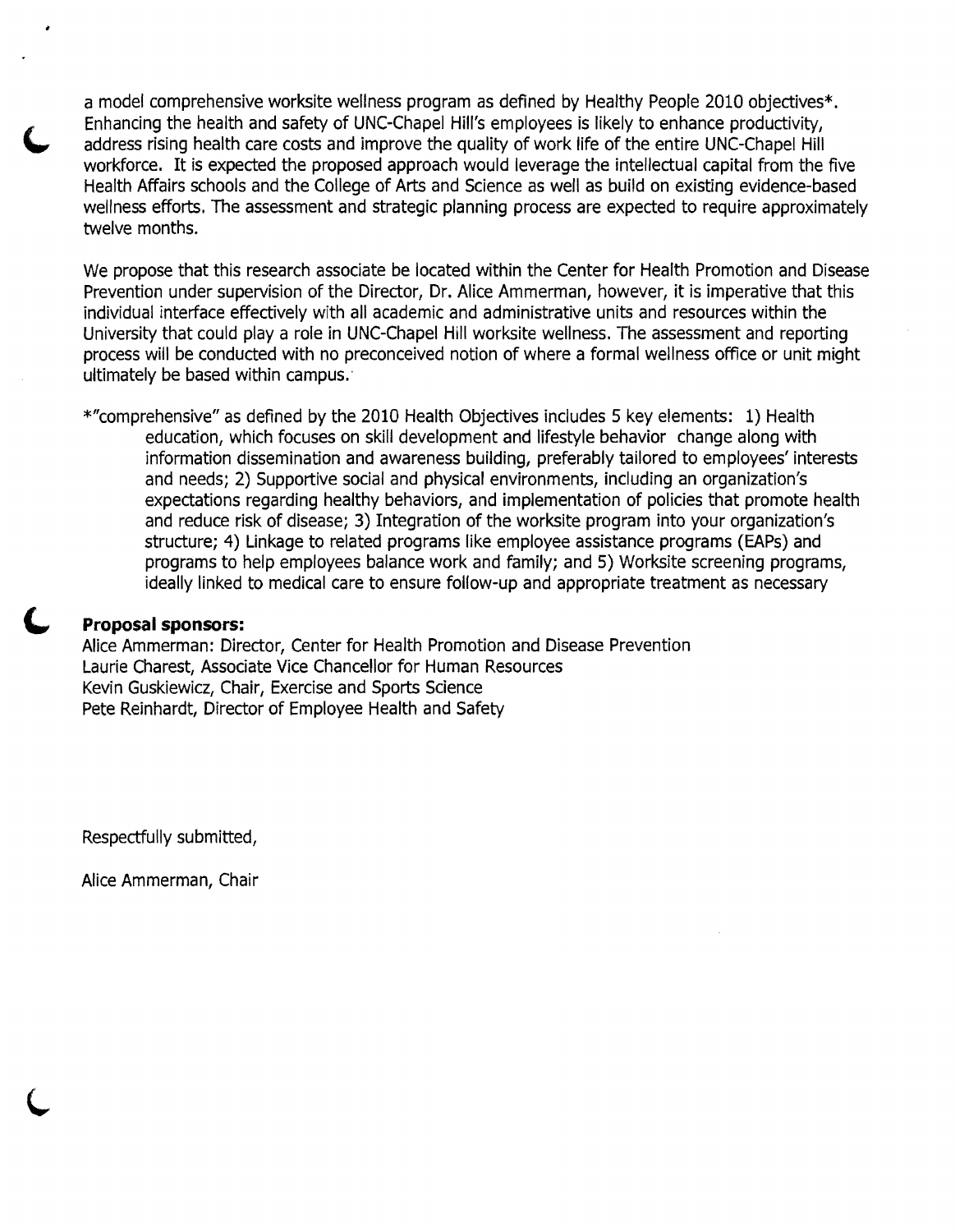a model comprehensive worksite wellness program as defined by Healthy People 2010 objectives*. Enhancing the health and safety of UNC-Chapel Hill's employees is likely to enhance productivity, address rising health care costs and improve the quality of work life of the entire UNC-Chapel Hill workforce. It is expected the proposed approach would leverage the intellectual capital from the five Health Affairs schools and the College of Arts and Science as well as build on existing evidence-based wellness efforts. The assessment and strategic planning process are expected to require approximately twelve months.

We propose that this research associate be located within the Center for Health Promotion and Disease Prevention under supervision of the Director, Dr. Alice Ammerman, however, it is imperative that this individual interface effectively with all academic and administrative units and resources within the University that could play a role in UNC-Chapel Hill worksite wellness. The assessment and reporting process will be conducted with no preconceived notion of where a formal wellness office or unit might ultimately be based within campus.

*"comprehensive" as defined by the 2010 Health Objectives includes 5 key elements: 1) Health education, which focuses on skill development and lifestyle behavior change along with information dissemination and awareness building, preferably tailored to employees' interests and needs; 2) Supportive social and physical environments, including an organization's expectations regarding healthy behaviors, and implementation of policies that promote health and reduce risk of disease; 3) Integration of the worksite program into your organization's structure; 4) Linkage to related programs like employee assistance programs (EAPs) and programs to help employees balance work and family; and 5) Worksite screening programs, ideally linked to medical care to ensure follow-up and appropriate treatment as necessary

**Proposal sponsors:**

Alice Ammerman: Director, Center for Health Promotion and Disease Prevention
Laurie Charest, Associate Vice Chancellor for Human Resources
Kevin Guskiewicz, Chair, Exercise and Sports Science
Pete Reinhardt, Director of Employee Health and Safety

Respectfully submitted,

Alice Ammerman, Chair